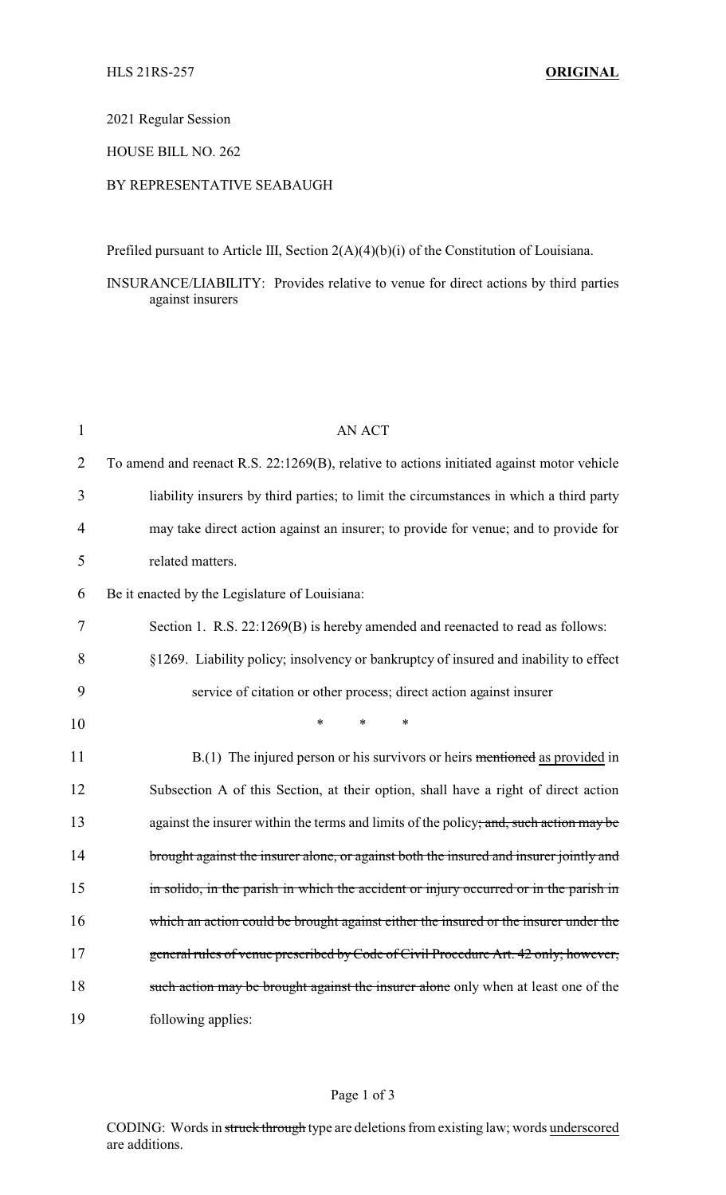2021 Regular Session

HOUSE BILL NO. 262

BY REPRESENTATIVE SEABAUGH

Prefiled pursuant to Article III, Section 2(A)(4)(b)(i) of the Constitution of Louisiana.

INSURANCE/LIABILITY: Provides relative to venue for direct actions by third parties against insurers

AN ACT

To amend and reenact R.S. 22:1269(B), relative to actions initiated against motor vehicle liability insurers by third parties; to limit the circumstances in which a third party may take direct action against an insurer; to provide for venue; and to provide for related matters.

Be it enacted by the Legislature of Louisiana:

Section 1. R.S. 22:1269(B) is hereby amended and reenacted to read as follows:

§1269. Liability policy; insolvency or bankruptcy of insured and inability to effect service of citation or other process; direct action against insurer

\* \* \*

B.(1) The injured person or his survivors or heirs ~~mentioned~~ <u>as provided</u> in Subsection A of this Section, at their option, shall have a right of direct action against the insurer within the terms and limits of the policy~~; and, such action may be brought against the insurer alone, or against both the insured and insurer jointly and in solido, in the parish in which the accident or injury occurred or in the parish in which an action could be brought against either the insured or the insurer under the general rules of venue prescribed by Code of Civil Procedure Art. 42 only; however, such action may be brought against the insurer alone~~ only when at least one of the following applies: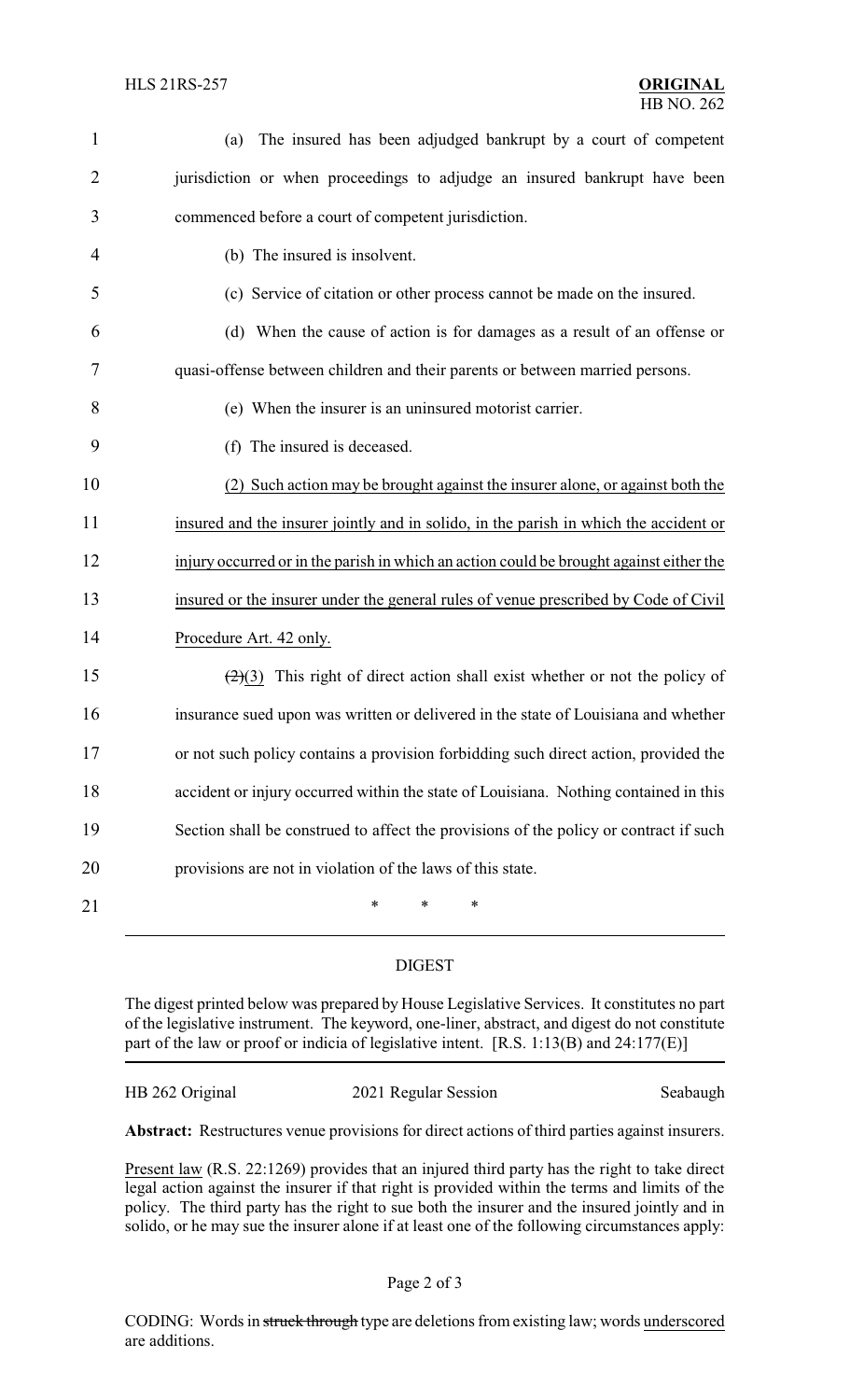(a) The insured has been adjudged bankrupt by a court of competent jurisdiction or when proceedings to adjudge an insured bankrupt have been commenced before a court of competent jurisdiction.

(b) The insured is insolvent.

(c) Service of citation or other process cannot be made on the insured.

(d) When the cause of action is for damages as a result of an offense or quasi-offense between children and their parents or between married persons.

(e) When the insurer is an uninsured motorist carrier.

(f) The insured is deceased.

<u>(2) Such action may be brought against the insurer alone, or against both the insured and the insurer jointly and in solido, in the parish in which the accident or injury occurred or in the parish in which an action could be brought against either the insured or the insurer under the general rules of venue prescribed by Code of Civil Procedure Art. 42 only.</u>

~~(2)~~<u>(3)</u> This right of direct action shall exist whether or not the policy of insurance sued upon was written or delivered in the state of Louisiana and whether or not such policy contains a provision forbidding such direct action, provided the accident or injury occurred within the state of Louisiana. Nothing contained in this Section shall be construed to affect the provisions of the policy or contract if such provisions are not in violation of the laws of this state.

\* \* \*

## DIGEST

The digest printed below was prepared by House Legislative Services. It constitutes no part of the legislative instrument. The keyword, one-liner, abstract, and digest do not constitute part of the law or proof or indicia of legislative intent. [R.S. 1:13(B) and 24:177(E)]

HB 262 Original | 2021 Regular Session | Seabaugh

**Abstract:** Restructures venue provisions for direct actions of third parties against insurers.

<u>Present law</u> (R.S. 22:1269) provides that an injured third party has the right to take direct legal action against the insurer if that right is provided within the terms and limits of the policy. The third party has the right to sue both the insurer and the insured jointly and in solido, or he may sue the insurer alone if at least one of the following circumstances apply:

CODING: Words in ~~struck through~~ type are deletions from existing law; words <u>underscored</u> are additions.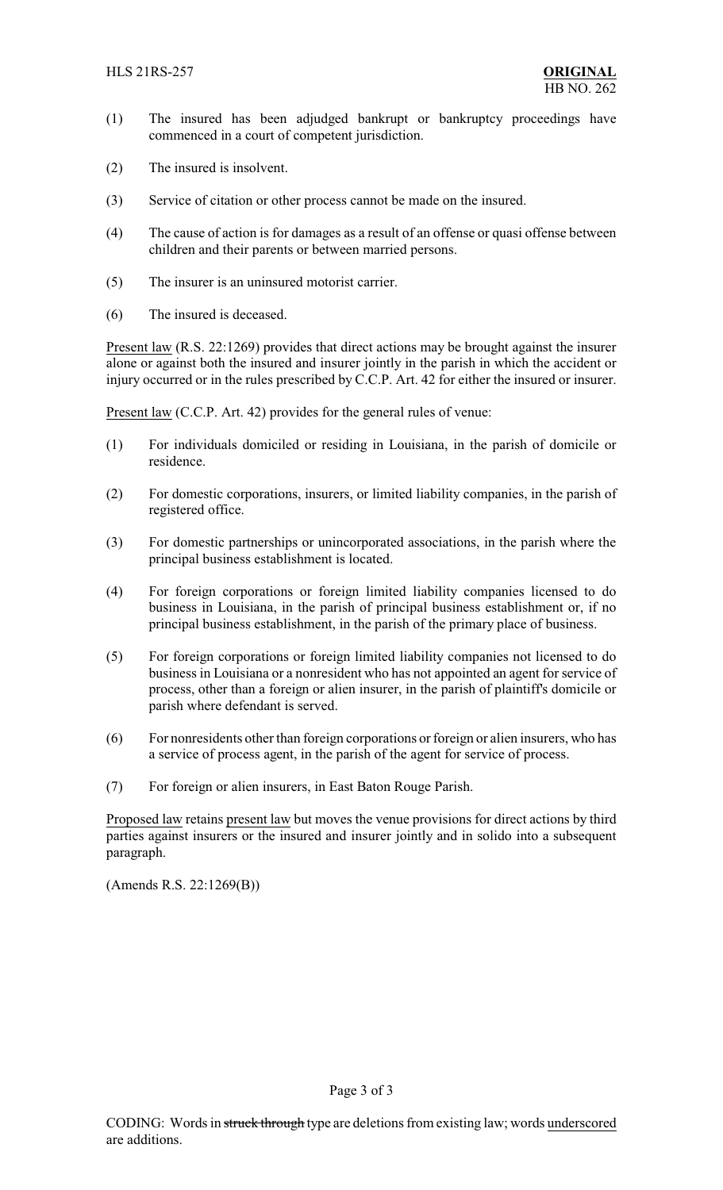(1) The insured has been adjudged bankrupt or bankruptcy proceedings have commenced in a court of competent jurisdiction.

(2) The insured is insolvent.

(3) Service of citation or other process cannot be made on the insured.

(4) The cause of action is for damages as a result of an offense or quasi offense between children and their parents or between married persons.

(5) The insurer is an uninsured motorist carrier.

(6) The insured is deceased.

Present law (R.S. 22:1269) provides that direct actions may be brought against the insurer alone or against both the insured and insurer jointly in the parish in which the accident or injury occurred or in the rules prescribed by C.C.P. Art. 42 for either the insured or insurer.

Present law (C.C.P. Art. 42) provides for the general rules of venue:

(1) For individuals domiciled or residing in Louisiana, in the parish of domicile or residence.

(2) For domestic corporations, insurers, or limited liability companies, in the parish of registered office.

(3) For domestic partnerships or unincorporated associations, in the parish where the principal business establishment is located.

(4) For foreign corporations or foreign limited liability companies licensed to do business in Louisiana, in the parish of principal business establishment or, if no principal business establishment, in the parish of the primary place of business.

(5) For foreign corporations or foreign limited liability companies not licensed to do business in Louisiana or a nonresident who has not appointed an agent for service of process, other than a foreign or alien insurer, in the parish of plaintiff's domicile or parish where defendant is served.

(6) For nonresidents other than foreign corporations or foreign or alien insurers, who has a service of process agent, in the parish of the agent for service of process.

(7) For foreign or alien insurers, in East Baton Rouge Parish.

Proposed law retains present law but moves the venue provisions for direct actions by third parties against insurers or the insured and insurer jointly and in solido into a subsequent paragraph.

(Amends R.S. 22:1269(B))